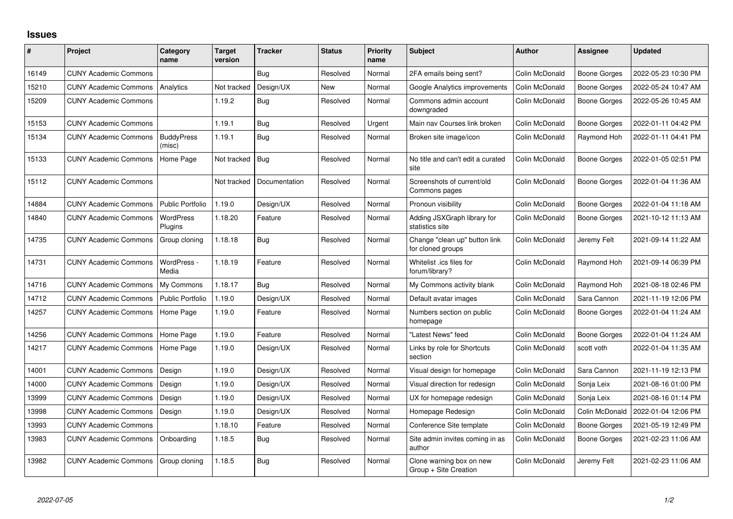# Issues

| # | Project | Category name | Target version | Tracker | Status | Priority name | Subject | Author | Assignee | Updated |
|---|---|---|---|---|---|---|---|---|---|---|
| 16149 | CUNY Academic Commons | | | Bug | Resolved | Normal | 2FA emails being sent? | Colin McDonald | Boone Gorges | 2022-05-23 10:30 PM |
| 15210 | CUNY Academic Commons | Analytics | Not tracked | Design/UX | New | Normal | Google Analytics improvements | Colin McDonald | Boone Gorges | 2022-05-24 10:47 AM |
| 15209 | CUNY Academic Commons | | 1.19.2 | Bug | Resolved | Normal | Commons admin account downgraded | Colin McDonald | Boone Gorges | 2022-05-26 10:45 AM |
| 15153 | CUNY Academic Commons | | 1.19.1 | Bug | Resolved | Urgent | Main nav Courses link broken | Colin McDonald | Boone Gorges | 2022-01-11 04:42 PM |
| 15134 | CUNY Academic Commons | BuddyPress (misc) | 1.19.1 | Bug | Resolved | Normal | Broken site image/icon | Colin McDonald | Raymond Hoh | 2022-01-11 04:41 PM |
| 15133 | CUNY Academic Commons | Home Page | Not tracked | Bug | Resolved | Normal | No title and can't edit a curated site | Colin McDonald | Boone Gorges | 2022-01-05 02:51 PM |
| 15112 | CUNY Academic Commons | | Not tracked | Documentation | Resolved | Normal | Screenshots of current/old Commons pages | Colin McDonald | Boone Gorges | 2022-01-04 11:36 AM |
| 14884 | CUNY Academic Commons | Public Portfolio | 1.19.0 | Design/UX | Resolved | Normal | Pronoun visibility | Colin McDonald | Boone Gorges | 2022-01-04 11:18 AM |
| 14840 | CUNY Academic Commons | WordPress Plugins | 1.18.20 | Feature | Resolved | Normal | Adding JSXGraph library for statistics site | Colin McDonald | Boone Gorges | 2021-10-12 11:13 AM |
| 14735 | CUNY Academic Commons | Group cloning | 1.18.18 | Bug | Resolved | Normal | Change "clean up" button link for cloned groups | Colin McDonald | Jeremy Felt | 2021-09-14 11:22 AM |
| 14731 | CUNY Academic Commons | WordPress - Media | 1.18.19 | Feature | Resolved | Normal | Whitelist .ics files for forum/library? | Colin McDonald | Raymond Hoh | 2021-09-14 06:39 PM |
| 14716 | CUNY Academic Commons | My Commons | 1.18.17 | Bug | Resolved | Normal | My Commons activity blank | Colin McDonald | Raymond Hoh | 2021-08-18 02:46 PM |
| 14712 | CUNY Academic Commons | Public Portfolio | 1.19.0 | Design/UX | Resolved | Normal | Default avatar images | Colin McDonald | Sara Cannon | 2021-11-19 12:06 PM |
| 14257 | CUNY Academic Commons | Home Page | 1.19.0 | Feature | Resolved | Normal | Numbers section on public homepage | Colin McDonald | Boone Gorges | 2022-01-04 11:24 AM |
| 14256 | CUNY Academic Commons | Home Page | 1.19.0 | Feature | Resolved | Normal | "Latest News" feed | Colin McDonald | Boone Gorges | 2022-01-04 11:24 AM |
| 14217 | CUNY Academic Commons | Home Page | 1.19.0 | Design/UX | Resolved | Normal | Links by role for Shortcuts section | Colin McDonald | scott voth | 2022-01-04 11:35 AM |
| 14001 | CUNY Academic Commons | Design | 1.19.0 | Design/UX | Resolved | Normal | Visual design for homepage | Colin McDonald | Sara Cannon | 2021-11-19 12:13 PM |
| 14000 | CUNY Academic Commons | Design | 1.19.0 | Design/UX | Resolved | Normal | Visual direction for redesign | Colin McDonald | Sonja Leix | 2021-08-16 01:00 PM |
| 13999 | CUNY Academic Commons | Design | 1.19.0 | Design/UX | Resolved | Normal | UX for homepage redesign | Colin McDonald | Sonja Leix | 2021-08-16 01:14 PM |
| 13998 | CUNY Academic Commons | Design | 1.19.0 | Design/UX | Resolved | Normal | Homepage Redesign | Colin McDonald | Colin McDonald | 2022-01-04 12:06 PM |
| 13993 | CUNY Academic Commons | | 1.18.10 | Feature | Resolved | Normal | Conference Site template | Colin McDonald | Boone Gorges | 2021-05-19 12:49 PM |
| 13983 | CUNY Academic Commons | Onboarding | 1.18.5 | Bug | Resolved | Normal | Site admin invites coming in as author | Colin McDonald | Boone Gorges | 2021-02-23 11:06 AM |
| 13982 | CUNY Academic Commons | Group cloning | 1.18.5 | Bug | Resolved | Normal | Clone warning box on new Group + Site Creation | Colin McDonald | Jeremy Felt | 2021-02-23 11:06 AM |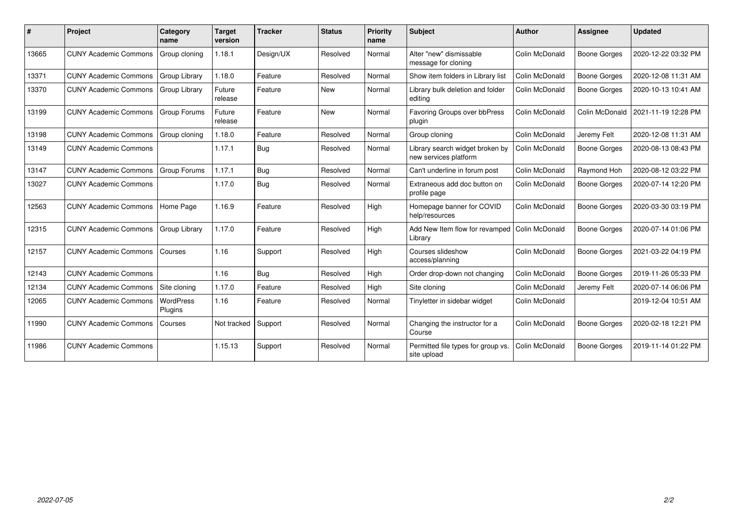| # | Project | Category name | Target version | Tracker | Status | Priority name | Subject | Author | Assignee | Updated |
|---|---|---|---|---|---|---|---|---|---|---|
| 13665 | CUNY Academic Commons | Group cloning | 1.18.1 | Design/UX | Resolved | Normal | Alter "new" dismissable message for cloning | Colin McDonald | Boone Gorges | 2020-12-22 03:32 PM |
| 13371 | CUNY Academic Commons | Group Library | 1.18.0 | Feature | Resolved | Normal | Show item folders in Library list | Colin McDonald | Boone Gorges | 2020-12-08 11:31 AM |
| 13370 | CUNY Academic Commons | Group Library | Future release | Feature | New | Normal | Library bulk deletion and folder editing | Colin McDonald | Boone Gorges | 2020-10-13 10:41 AM |
| 13199 | CUNY Academic Commons | Group Forums | Future release | Feature | New | Normal | Favoring Groups over bbPress plugin | Colin McDonald | Colin McDonald | 2021-11-19 12:28 PM |
| 13198 | CUNY Academic Commons | Group cloning | 1.18.0 | Feature | Resolved | Normal | Group cloning | Colin McDonald | Jeremy Felt | 2020-12-08 11:31 AM |
| 13149 | CUNY Academic Commons | | 1.17.1 | Bug | Resolved | Normal | Library search widget broken by new services platform | Colin McDonald | Boone Gorges | 2020-08-13 08:43 PM |
| 13147 | CUNY Academic Commons | Group Forums | 1.17.1 | Bug | Resolved | Normal | Can't underline in forum post | Colin McDonald | Raymond Hoh | 2020-08-12 03:22 PM |
| 13027 | CUNY Academic Commons | | 1.17.0 | Bug | Resolved | Normal | Extraneous add doc button on profile page | Colin McDonald | Boone Gorges | 2020-07-14 12:20 PM |
| 12563 | CUNY Academic Commons | Home Page | 1.16.9 | Feature | Resolved | High | Homepage banner for COVID help/resources | Colin McDonald | Boone Gorges | 2020-03-30 03:19 PM |
| 12315 | CUNY Academic Commons | Group Library | 1.17.0 | Feature | Resolved | High | Add New Item flow for revamped Library | Colin McDonald | Boone Gorges | 2020-07-14 01:06 PM |
| 12157 | CUNY Academic Commons | Courses | 1.16 | Support | Resolved | High | Courses slideshow access/planning | Colin McDonald | Boone Gorges | 2021-03-22 04:19 PM |
| 12143 | CUNY Academic Commons | | 1.16 | Bug | Resolved | High | Order drop-down not changing | Colin McDonald | Boone Gorges | 2019-11-26 05:33 PM |
| 12134 | CUNY Academic Commons | Site cloning | 1.17.0 | Feature | Resolved | High | Site cloning | Colin McDonald | Jeremy Felt | 2020-07-14 06:06 PM |
| 12065 | CUNY Academic Commons | WordPress Plugins | 1.16 | Feature | Resolved | Normal | Tinyletter in sidebar widget | Colin McDonald | | 2019-12-04 10:51 AM |
| 11990 | CUNY Academic Commons | Courses | Not tracked | Support | Resolved | Normal | Changing the instructor for a Course | Colin McDonald | Boone Gorges | 2020-02-18 12:21 PM |
| 11986 | CUNY Academic Commons | | 1.15.13 | Support | Resolved | Normal | Permitted file types for group vs. site upload | Colin McDonald | Boone Gorges | 2019-11-14 01:22 PM |